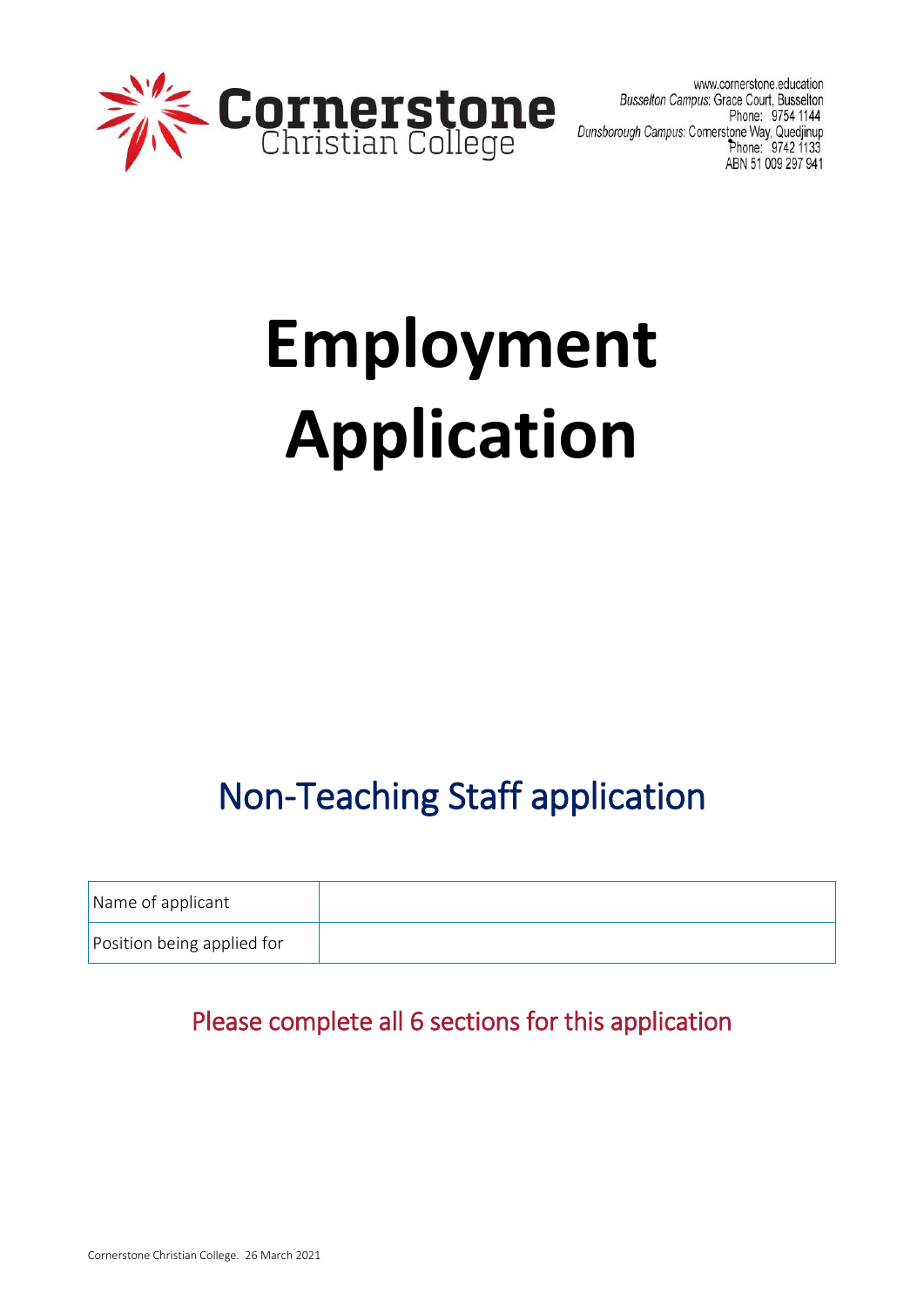Cornerstone Christian College

www.cornerstone.education
*Busselton Campus*: Grace Court, Busselton
Phone: 9754 1144
*Dunsborough Campus*: Cornerstone Way, Quedjinup
Phone: 9742 1133
ABN 51 009 297 941

# Employment Application

## Non-Teaching Staff application

| Name of applicant | |
|---|---|
| Position being applied for | |

Please complete all 6 sections for this application

Cornerstone Christian College. 26 March 2021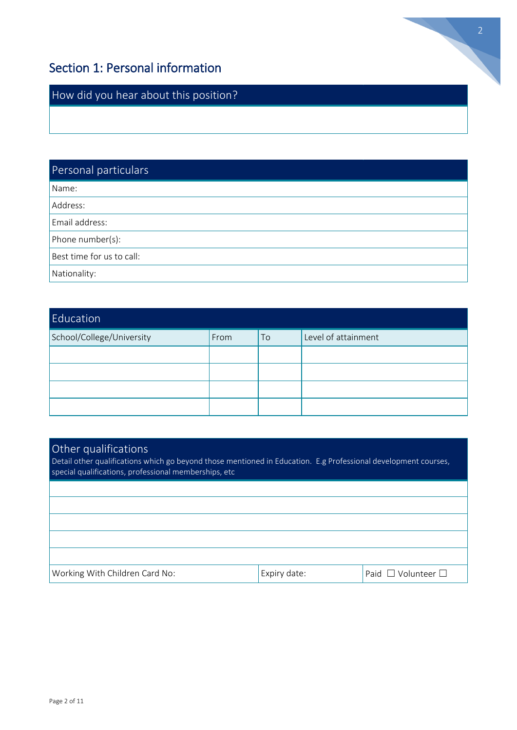## Section 1: Personal information

| How did you hear about this position? |
|---|
| |

| Personal particulars |
|---|
| Name: |
| Address: |
| Email address: |
| Phone number(s): |
| Best time for us to call: |
| Nationality: |

**Education**

| School/College/University | From | To | Level of attainment |
|---|---|---|---|
| | | | |
| | | | |
| | | | |
| | | | |

**Other qualifications**

Detail other qualifications which go beyond those mentioned in Education. E.g Professional development courses, special qualifications, professional memberships, etc

| | | |
|---|---|---|
| | | |
| | | |
| | | |
| | | |
| | | |
| Working With Children Card No: | Expiry date: | Paid ☐ Volunteer ☐ |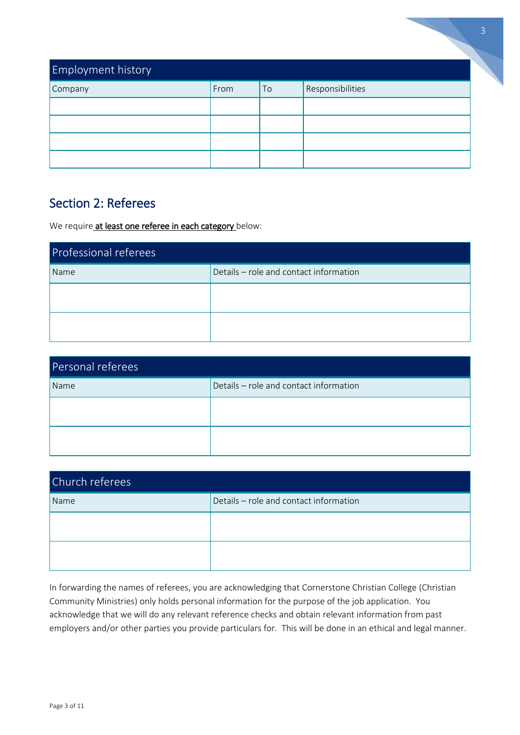| Employment history | | | |
|---|---|---|---|
| Company | From | To | Responsibilities |
| | | | |
| | | | |
| | | | |
| | | | |

## Section 2: Referees

We require at least one referee in each category below:

| Professional referees | |
|---|---|
| Name | Details – role and contact information |
| | |
| | |

| Personal referees | |
|---|---|
| Name | Details – role and contact information |
| | |
| | |

| Church referees | |
|---|---|
| Name | Details – role and contact information |
| | |
| | |

In forwarding the names of referees, you are acknowledging that Cornerstone Christian College (Christian Community Ministries) only holds personal information for the purpose of the job application. You acknowledge that we will do any relevant reference checks and obtain relevant information from past employers and/or other parties you provide particulars for. This will be done in an ethical and legal manner.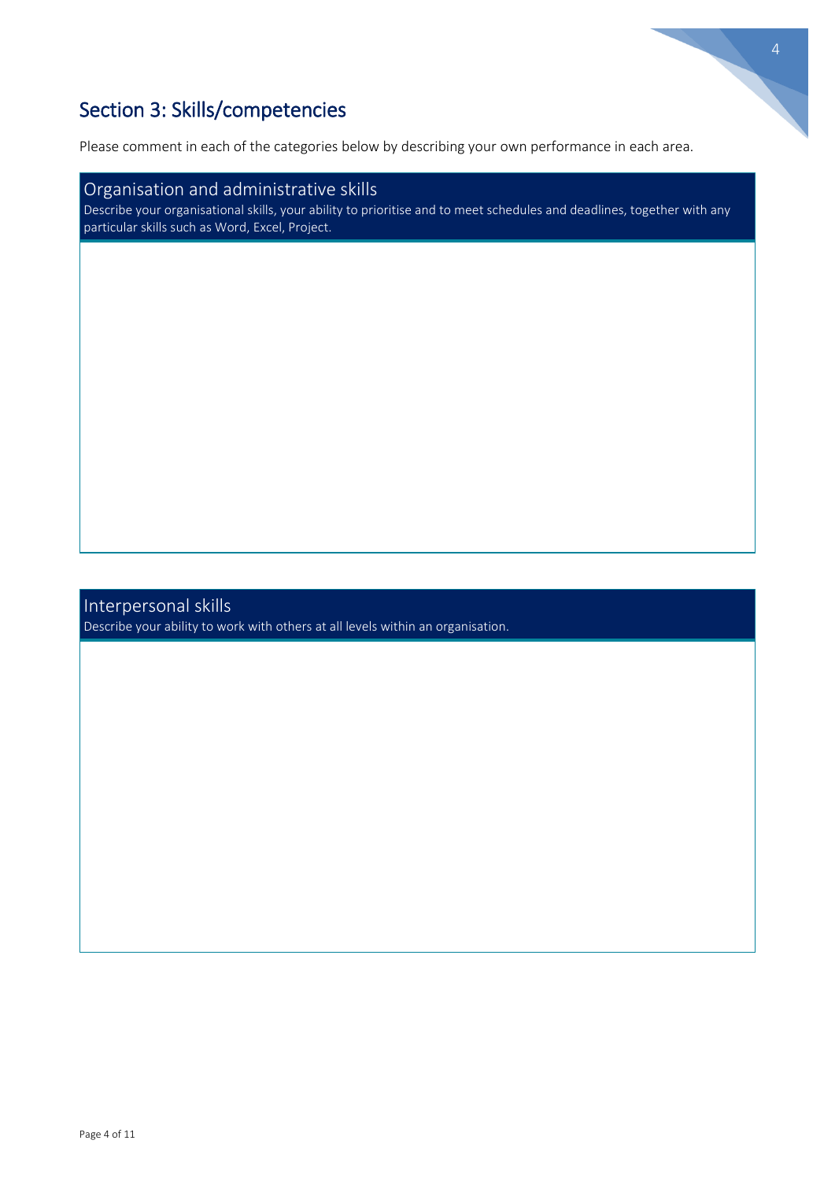## Section 3: Skills/competencies

Please comment in each of the categories below by describing your own performance in each area.

### Organisation and administrative skills

Describe your organisational skills, your ability to prioritise and to meet schedules and deadlines, together with any particular skills such as Word, Excel, Project.

### Interpersonal skills

Describe your ability to work with others at all levels within an organisation.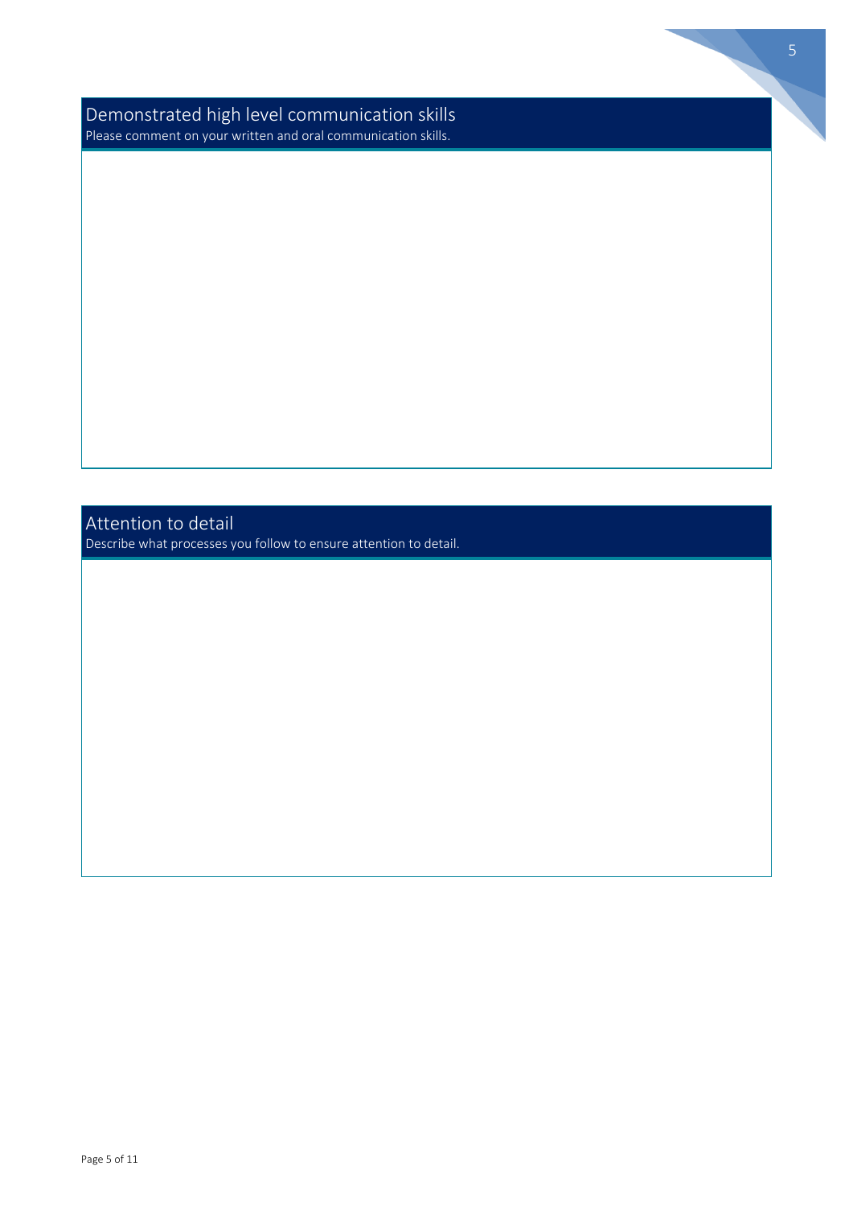## Demonstrated high level communication skills

Please comment on your written and oral communication skills.

## Attention to detail

Describe what processes you follow to ensure attention to detail.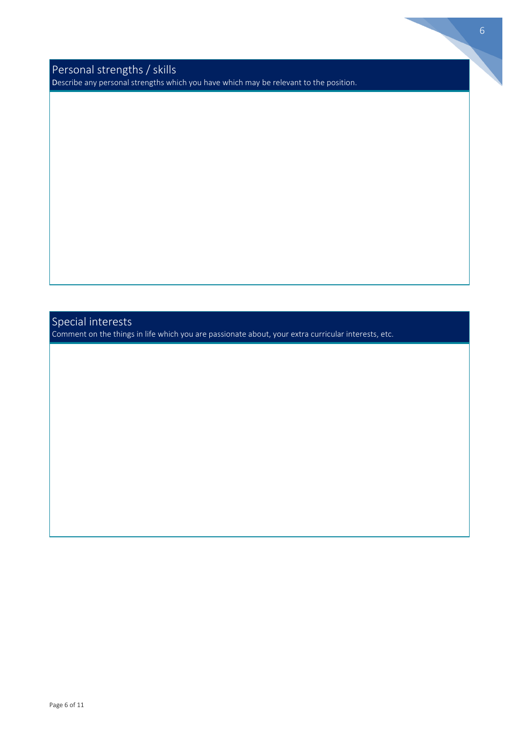## Personal strengths / skills

Describe any personal strengths which you have which may be relevant to the position.

## Special interests

Comment on the things in life which you are passionate about, your extra curricular interests, etc.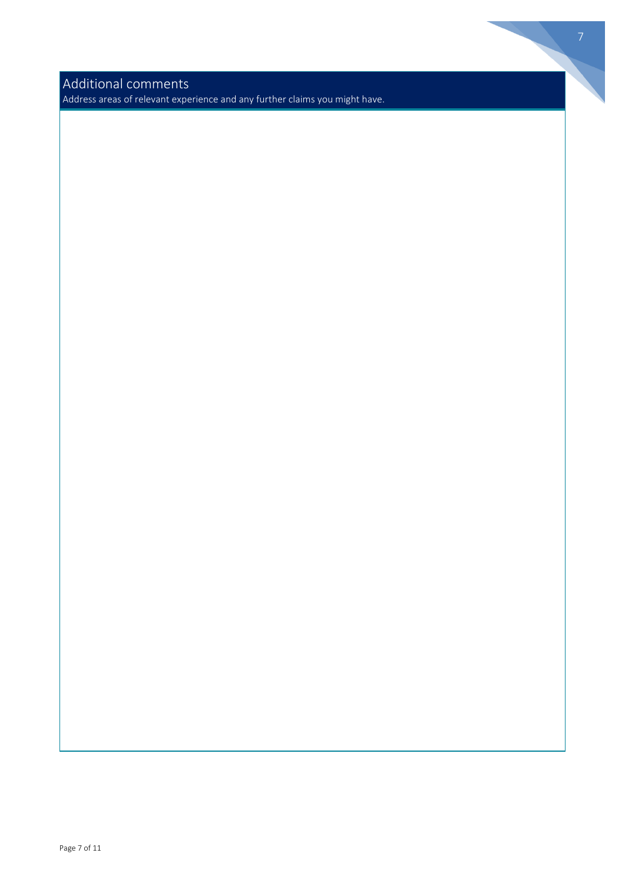## Additional comments

Address areas of relevant experience and any further claims you might have.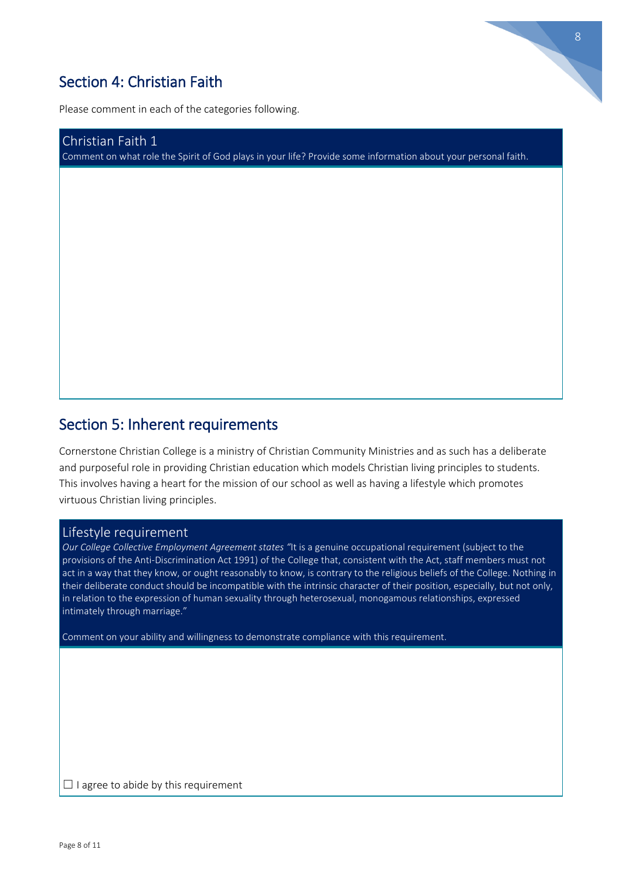## Section 4: Christian Faith

Please comment in each of the categories following.

### Christian Faith 1

Comment on what role the Spirit of God plays in your life? Provide some information about your personal faith.

## Section 5: Inherent requirements

Cornerstone Christian College is a ministry of Christian Community Ministries and as such has a deliberate and purposeful role in providing Christian education which models Christian living principles to students. This involves having a heart for the mission of our school as well as having a lifestyle which promotes virtuous Christian living principles.

### Lifestyle requirement

*Our College Collective Employment Agreement states "*It is a genuine occupational requirement (subject to the provisions of the Anti-Discrimination Act 1991) of the College that, consistent with the Act, staff members must not act in a way that they know, or ought reasonably to know, is contrary to the religious beliefs of the College. Nothing in their deliberate conduct should be incompatible with the intrinsic character of their position, especially, but not only, in relation to the expression of human sexuality through heterosexual, monogamous relationships, expressed intimately through marriage."

Comment on your ability and willingness to demonstrate compliance with this requirement.

☐ I agree to abide by this requirement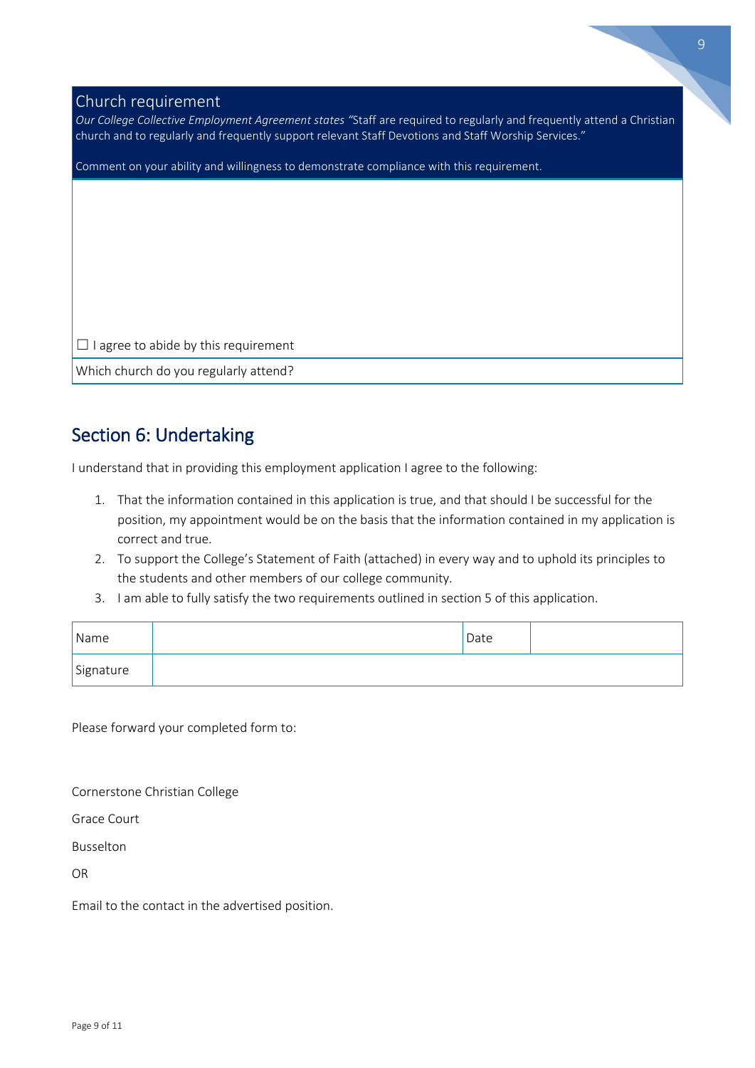### Church requirement

*Our College Collective Employment Agreement states "*Staff are required to regularly and frequently attend a Christian church and to regularly and frequently support relevant Staff Devotions and Staff Worship Services."

Comment on your ability and willingness to demonstrate compliance with this requirement.

☐ I agree to abide by this requirement

Which church do you regularly attend?

## Section 6: Undertaking

I understand that in providing this employment application I agree to the following:

1. That the information contained in this application is true, and that should I be successful for the position, my appointment would be on the basis that the information contained in my application is correct and true.
2. To support the College's Statement of Faith (attached) in every way and to uphold its principles to the students and other members of our college community.
3. I am able to fully satisfy the two requirements outlined in section 5 of this application.

| Name | | Date | |
|---|---|---|---|
| Signature | | | |

Please forward your completed form to:

Cornerstone Christian College

Grace Court

Busselton

OR

Email to the contact in the advertised position.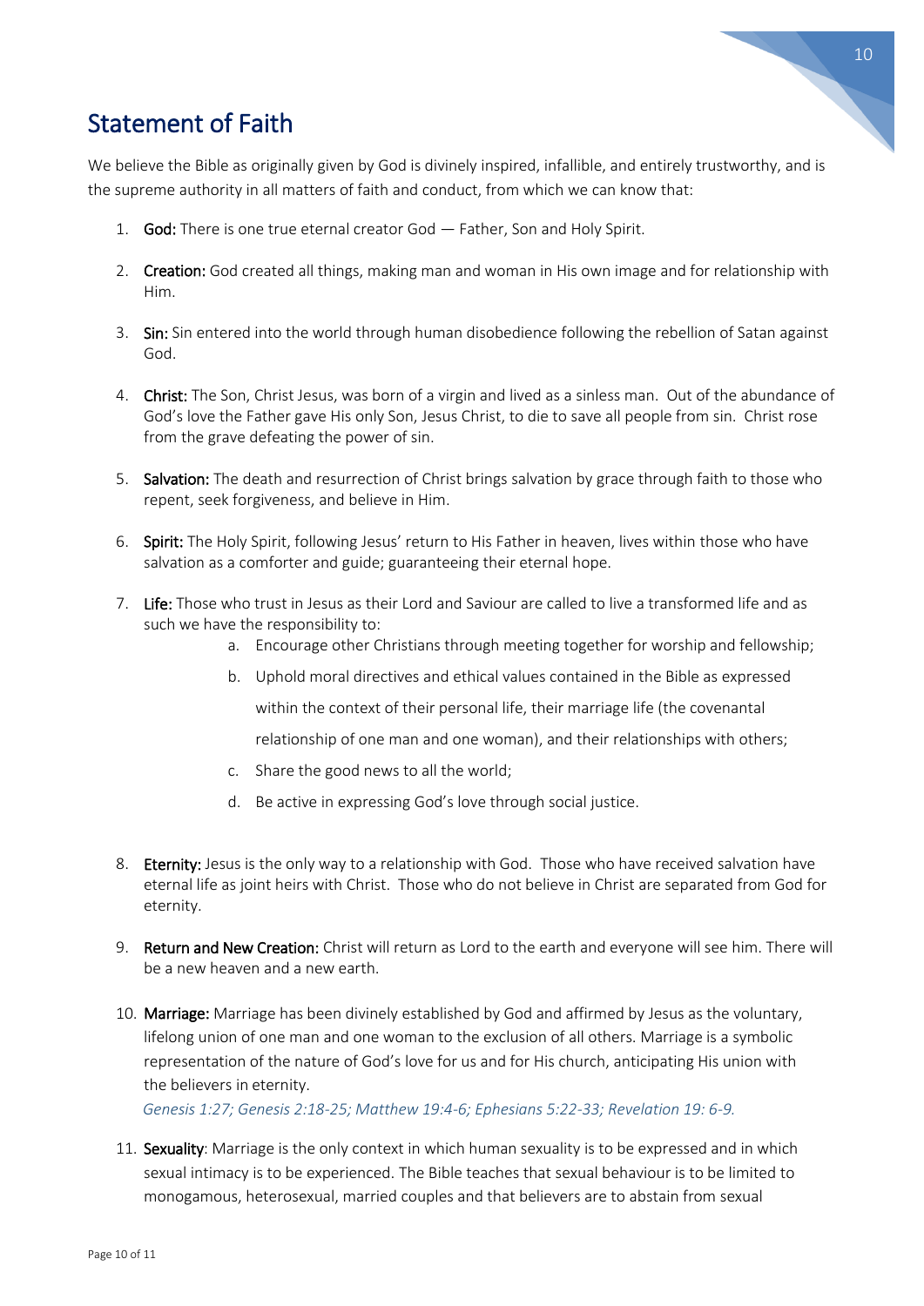## Statement of Faith

We believe the Bible as originally given by God is divinely inspired, infallible, and entirely trustworthy, and is the supreme authority in all matters of faith and conduct, from which we can know that:

1. **God:** There is one true eternal creator God — Father, Son and Holy Spirit.

2. **Creation:** God created all things, making man and woman in His own image and for relationship with Him.

3. **Sin:** Sin entered into the world through human disobedience following the rebellion of Satan against God.

4. **Christ:** The Son, Christ Jesus, was born of a virgin and lived as a sinless man. Out of the abundance of God's love the Father gave His only Son, Jesus Christ, to die to save all people from sin. Christ rose from the grave defeating the power of sin.

5. **Salvation:** The death and resurrection of Christ brings salvation by grace through faith to those who repent, seek forgiveness, and believe in Him.

6. **Spirit:** The Holy Spirit, following Jesus' return to His Father in heaven, lives within those who have salvation as a comforter and guide; guaranteeing their eternal hope.

7. **Life:** Those who trust in Jesus as their Lord and Saviour are called to live a transformed life and as such we have the responsibility to:
   a. Encourage other Christians through meeting together for worship and fellowship;
   b. Uphold moral directives and ethical values contained in the Bible as expressed within the context of their personal life, their marriage life (the covenantal relationship of one man and one woman), and their relationships with others;
   c. Share the good news to all the world;
   d. Be active in expressing God's love through social justice.

8. **Eternity:** Jesus is the only way to a relationship with God. Those who have received salvation have eternal life as joint heirs with Christ. Those who do not believe in Christ are separated from God for eternity.

9. **Return and New Creation:** Christ will return as Lord to the earth and everyone will see him. There will be a new heaven and a new earth.

10. **Marriage:** Marriage has been divinely established by God and affirmed by Jesus as the voluntary, lifelong union of one man and one woman to the exclusion of all others. Marriage is a symbolic representation of the nature of God's love for us and for His church, anticipating His union with the believers in eternity.
    *Genesis 1:27; Genesis 2:18-25; Matthew 19:4-6; Ephesians 5:22-33; Revelation 19: 6-9.*

11. **Sexuality**: Marriage is the only context in which human sexuality is to be expressed and in which sexual intimacy is to be experienced. The Bible teaches that sexual behaviour is to be limited to monogamous, heterosexual, married couples and that believers are to abstain from sexual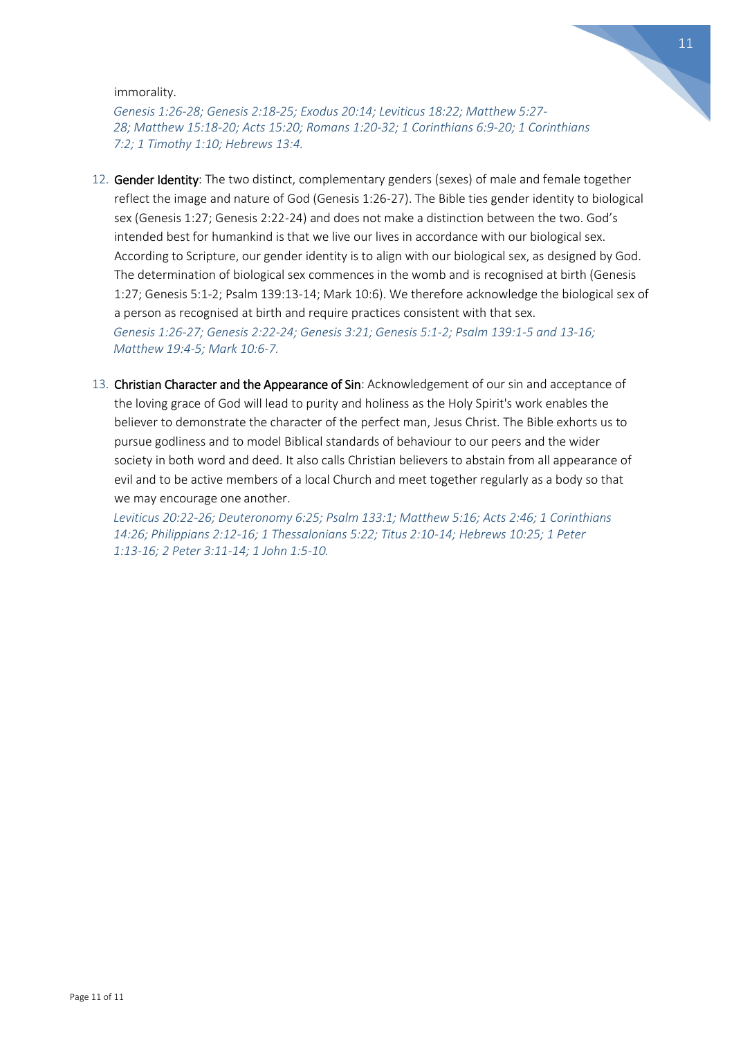immorality.

*Genesis 1:26-28; Genesis 2:18-25; Exodus 20:14; Leviticus 18:22; Matthew 5:27-28; Matthew 15:18-20; Acts 15:20; Romans 1:20-32; 1 Corinthians 6:9-20; 1 Corinthians 7:2; 1 Timothy 1:10; Hebrews 13:4.*

12. **Gender Identity**: The two distinct, complementary genders (sexes) of male and female together reflect the image and nature of God (Genesis 1:26-27). The Bible ties gender identity to biological sex (Genesis 1:27; Genesis 2:22-24) and does not make a distinction between the two. God's intended best for humankind is that we live our lives in accordance with our biological sex. According to Scripture, our gender identity is to align with our biological sex, as designed by God. The determination of biological sex commences in the womb and is recognised at birth (Genesis 1:27; Genesis 5:1-2; Psalm 139:13-14; Mark 10:6). We therefore acknowledge the biological sex of a person as recognised at birth and require practices consistent with that sex.

    *Genesis 1:26-27; Genesis 2:22-24; Genesis 3:21; Genesis 5:1-2; Psalm 139:1-5 and 13-16; Matthew 19:4-5; Mark 10:6-7.*

13. **Christian Character and the Appearance of Sin**: Acknowledgement of our sin and acceptance of the loving grace of God will lead to purity and holiness as the Holy Spirit's work enables the believer to demonstrate the character of the perfect man, Jesus Christ. The Bible exhorts us to pursue godliness and to model Biblical standards of behaviour to our peers and the wider society in both word and deed. It also calls Christian believers to abstain from all appearance of evil and to be active members of a local Church and meet together regularly as a body so that we may encourage one another.

    *Leviticus 20:22-26; Deuteronomy 6:25; Psalm 133:1; Matthew 5:16; Acts 2:46; 1 Corinthians 14:26; Philippians 2:12-16; 1 Thessalonians 5:22; Titus 2:10-14; Hebrews 10:25; 1 Peter 1:13-16; 2 Peter 3:11-14; 1 John 1:5-10.*